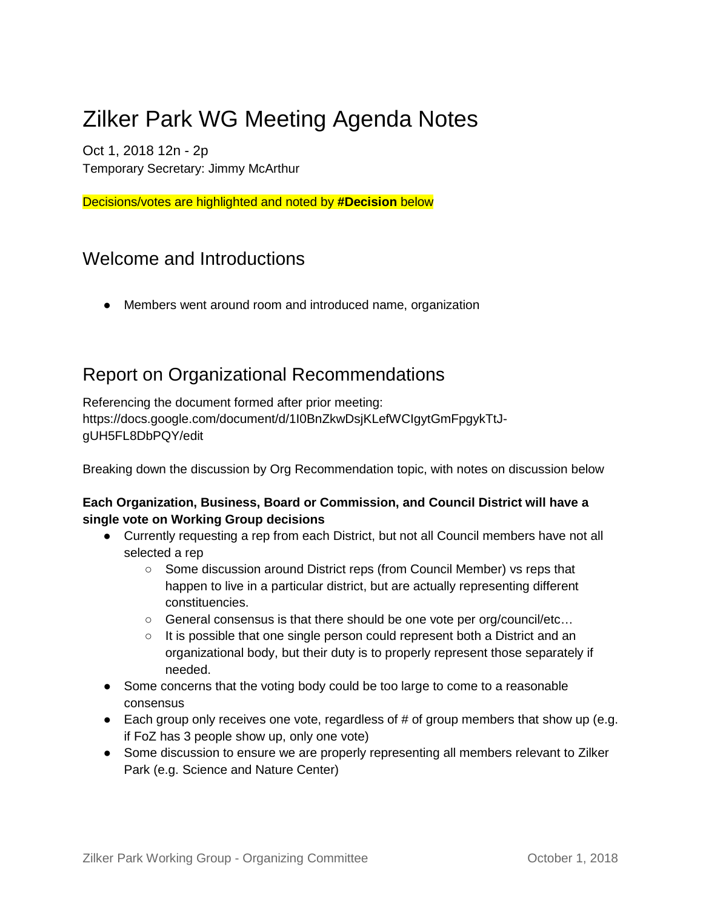# Zilker Park WG Meeting Agenda Notes

Oct 1, 2018 12n - 2p
Temporary Secretary: Jimmy McArthur

Decisions/votes are highlighted and noted by **#Decision** below

## Welcome and Introductions

- Members went around room and introduced name, organization

## Report on Organizational Recommendations

Referencing the document formed after prior meeting:
https://docs.google.com/document/d/1I0BnZkwDsjKLefWCIgytGmFpgykTtJ-gUH5FL8DbPQY/edit

Breaking down the discussion by Org Recommendation topic, with notes on discussion below

**Each Organization, Business, Board or Commission, and Council District will have a single vote on Working Group decisions**

- Currently requesting a rep from each District, but not all Council members have not all selected a rep
  - Some discussion around District reps (from Council Member) vs reps that happen to live in a particular district, but are actually representing different constituencies.
  - General consensus is that there should be one vote per org/council/etc…
  - It is possible that one single person could represent both a District and an organizational body, but their duty is to properly represent those separately if needed.
- Some concerns that the voting body could be too large to come to a reasonable consensus
- Each group only receives one vote, regardless of # of group members that show up (e.g. if FoZ has 3 people show up, only one vote)
- Some discussion to ensure we are properly representing all members relevant to Zilker Park (e.g. Science and Nature Center)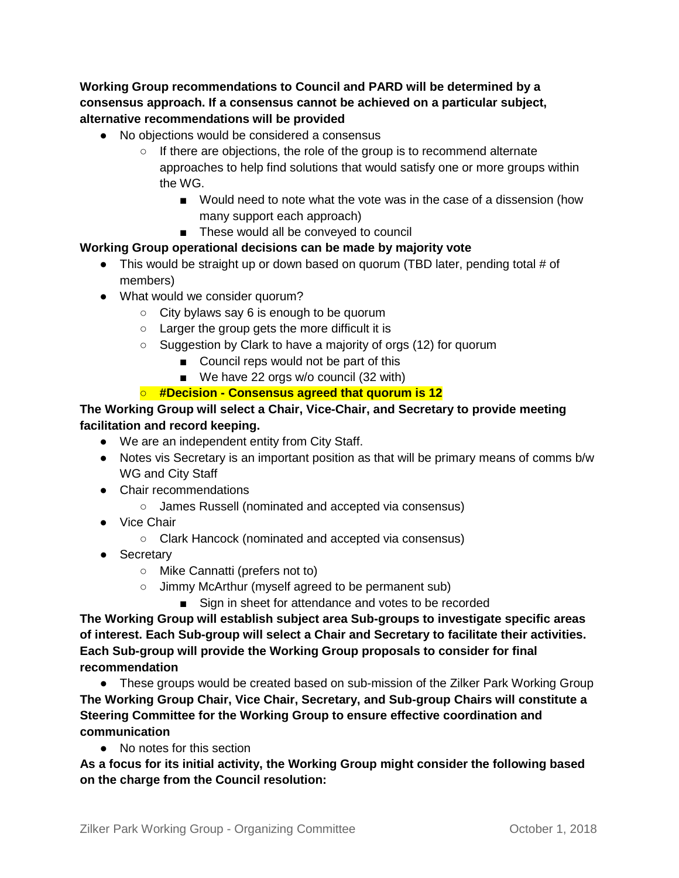**Working Group recommendations to Council and PARD will be determined by a consensus approach. If a consensus cannot be achieved on a particular subject, alternative recommendations will be provided**

- No objections would be considered a consensus
  - If there are objections, the role of the group is to recommend alternate approaches to help find solutions that would satisfy one or more groups within the WG.
    - Would need to note what the vote was in the case of a dissension (how many support each approach)
    - These would all be conveyed to council

**Working Group operational decisions can be made by majority vote**

- This would be straight up or down based on quorum (TBD later, pending total # of members)
- What would we consider quorum?
  - City bylaws say 6 is enough to be quorum
  - Larger the group gets the more difficult it is
  - Suggestion by Clark to have a majority of orgs (12) for quorum
    - Council reps would not be part of this
    - We have 22 orgs w/o council (32 with)
  - **#Decision - Consensus agreed that quorum is 12**

**The Working Group will select a Chair, Vice-Chair, and Secretary to provide meeting facilitation and record keeping.**

- We are an independent entity from City Staff.
- Notes vis Secretary is an important position as that will be primary means of comms b/w WG and City Staff
- Chair recommendations
  - James Russell (nominated and accepted via consensus)
- Vice Chair
  - Clark Hancock (nominated and accepted via consensus)
- Secretary
  - Mike Cannatti (prefers not to)
  - Jimmy McArthur (myself agreed to be permanent sub)
    - Sign in sheet for attendance and votes to be recorded

**The Working Group will establish subject area Sub-groups to investigate specific areas of interest. Each Sub-group will select a Chair and Secretary to facilitate their activities. Each Sub-group will provide the Working Group proposals to consider for final recommendation**

- These groups would be created based on sub-mission of the Zilker Park Working Group

**The Working Group Chair, Vice Chair, Secretary, and Sub-group Chairs will constitute a Steering Committee for the Working Group to ensure effective coordination and communication**

- No notes for this section

**As a focus for its initial activity, the Working Group might consider the following based on the charge from the Council resolution:**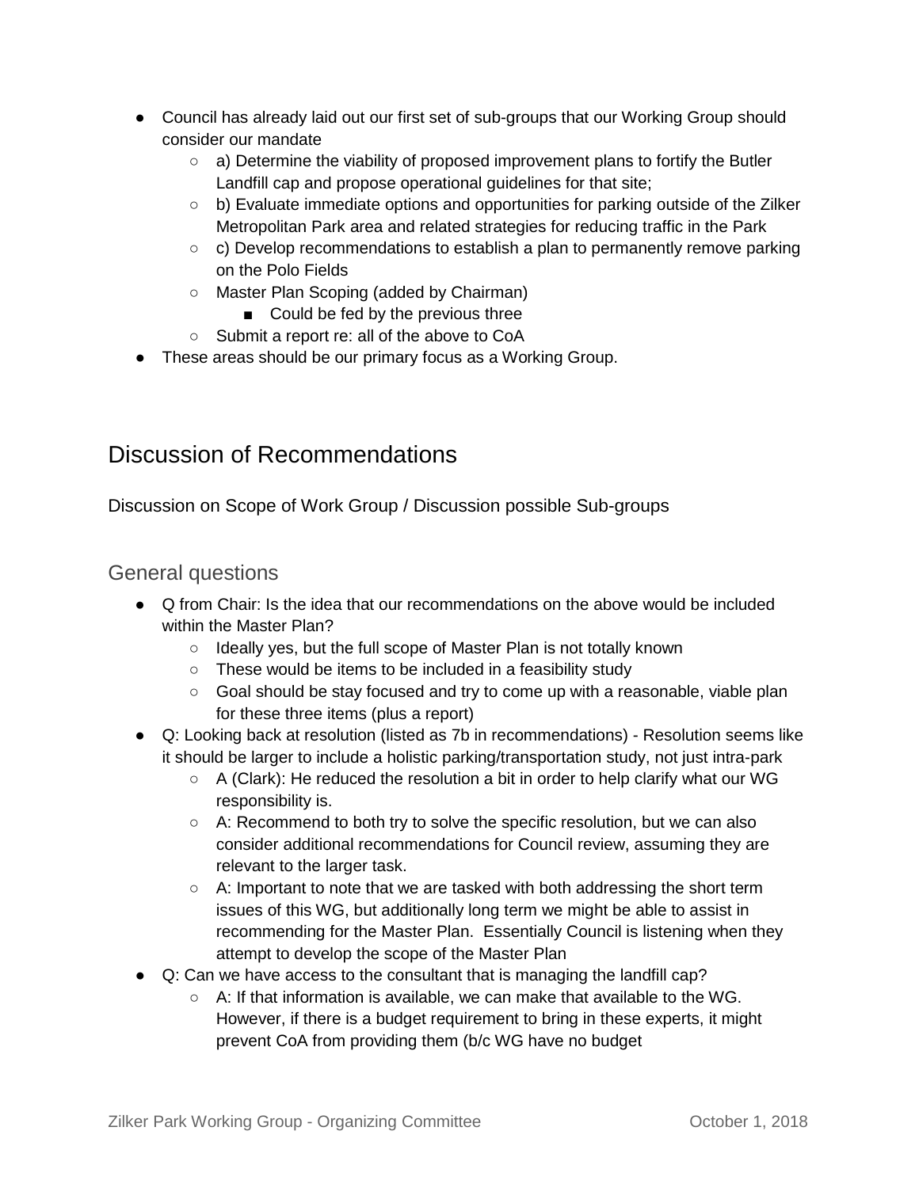- Council has already laid out our first set of sub-groups that our Working Group should consider our mandate
  - a) Determine the viability of proposed improvement plans to fortify the Butler Landfill cap and propose operational guidelines for that site;
  - b) Evaluate immediate options and opportunities for parking outside of the Zilker Metropolitan Park area and related strategies for reducing traffic in the Park
  - c) Develop recommendations to establish a plan to permanently remove parking on the Polo Fields
  - Master Plan Scoping (added by Chairman)
    - Could be fed by the previous three
  - Submit a report re: all of the above to CoA
- These areas should be our primary focus as a Working Group.

# Discussion of Recommendations

Discussion on Scope of Work Group / Discussion possible Sub-groups

## General questions

- Q from Chair: Is the idea that our recommendations on the above would be included within the Master Plan?
  - Ideally yes, but the full scope of Master Plan is not totally known
  - These would be items to be included in a feasibility study
  - Goal should be stay focused and try to come up with a reasonable, viable plan for these three items (plus a report)
- Q: Looking back at resolution (listed as 7b in recommendations) - Resolution seems like it should be larger to include a holistic parking/transportation study, not just intra-park
  - A (Clark): He reduced the resolution a bit in order to help clarify what our WG responsibility is.
  - A: Recommend to both try to solve the specific resolution, but we can also consider additional recommendations for Council review, assuming they are relevant to the larger task.
  - A: Important to note that we are tasked with both addressing the short term issues of this WG, but additionally long term we might be able to assist in recommending for the Master Plan. Essentially Council is listening when they attempt to develop the scope of the Master Plan
- Q: Can we have access to the consultant that is managing the landfill cap?
  - A: If that information is available, we can make that available to the WG. However, if there is a budget requirement to bring in these experts, it might prevent CoA from providing them (b/c WG have no budget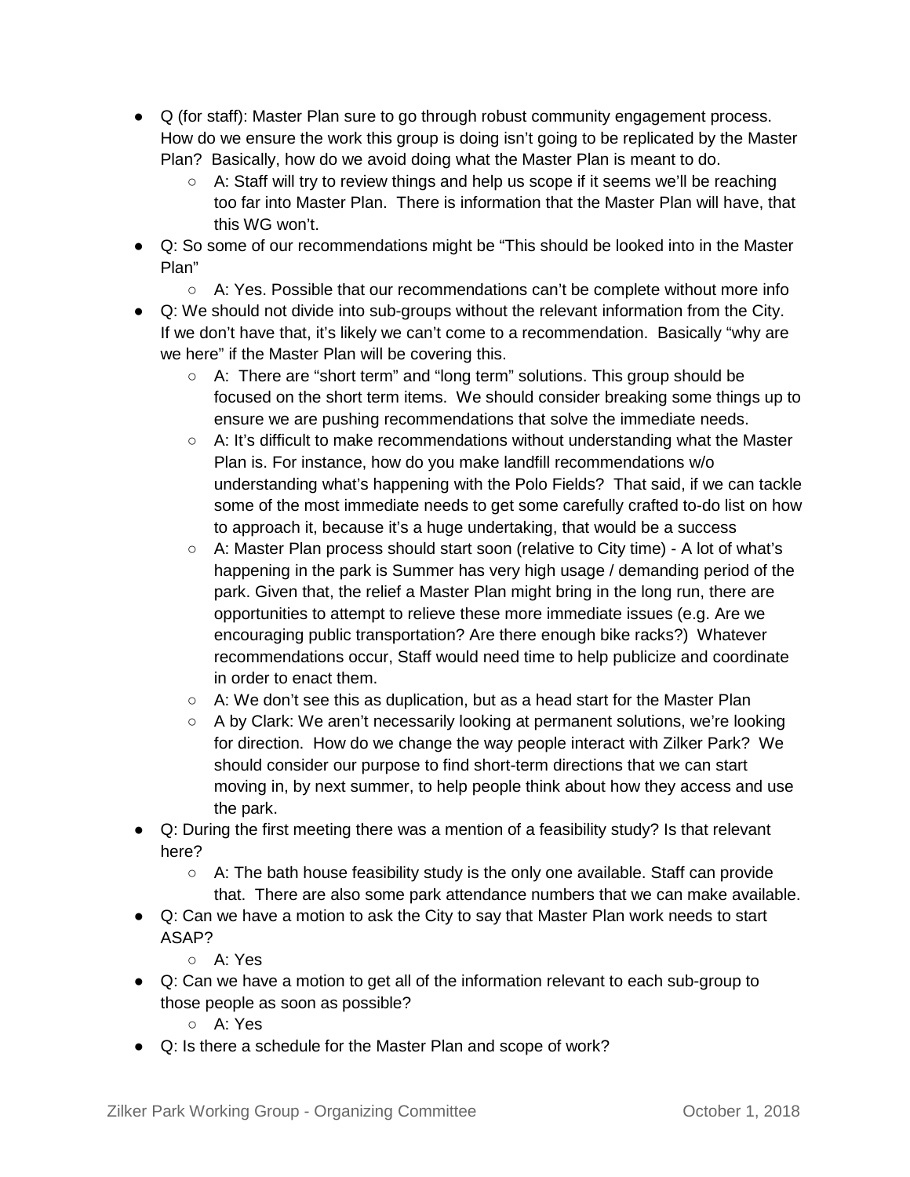- Q (for staff): Master Plan sure to go through robust community engagement process. How do we ensure the work this group is doing isn't going to be replicated by the Master Plan? Basically, how do we avoid doing what the Master Plan is meant to do.
    - A: Staff will try to review things and help us scope if it seems we'll be reaching too far into Master Plan. There is information that the Master Plan will have, that this WG won't.
- Q: So some of our recommendations might be "This should be looked into in the Master Plan"
    - A: Yes. Possible that our recommendations can't be complete without more info
- Q: We should not divide into sub-groups without the relevant information from the City. If we don't have that, it's likely we can't come to a recommendation. Basically "why are we here" if the Master Plan will be covering this.
    - A: There are "short term" and "long term" solutions. This group should be focused on the short term items. We should consider breaking some things up to ensure we are pushing recommendations that solve the immediate needs.
    - A: It's difficult to make recommendations without understanding what the Master Plan is. For instance, how do you make landfill recommendations w/o understanding what's happening with the Polo Fields? That said, if we can tackle some of the most immediate needs to get some carefully crafted to-do list on how to approach it, because it's a huge undertaking, that would be a success
    - A: Master Plan process should start soon (relative to City time) - A lot of what's happening in the park is Summer has very high usage / demanding period of the park. Given that, the relief a Master Plan might bring in the long run, there are opportunities to attempt to relieve these more immediate issues (e.g. Are we encouraging public transportation? Are there enough bike racks?) Whatever recommendations occur, Staff would need time to help publicize and coordinate in order to enact them.
    - A: We don't see this as duplication, but as a head start for the Master Plan
    - A by Clark: We aren't necessarily looking at permanent solutions, we're looking for direction. How do we change the way people interact with Zilker Park? We should consider our purpose to find short-term directions that we can start moving in, by next summer, to help people think about how they access and use the park.
- Q: During the first meeting there was a mention of a feasibility study? Is that relevant here?
    - A: The bath house feasibility study is the only one available. Staff can provide that. There are also some park attendance numbers that we can make available.
- Q: Can we have a motion to ask the City to say that Master Plan work needs to start ASAP?
    - A: Yes
- Q: Can we have a motion to get all of the information relevant to each sub-group to those people as soon as possible?
    - A: Yes
- Q: Is there a schedule for the Master Plan and scope of work?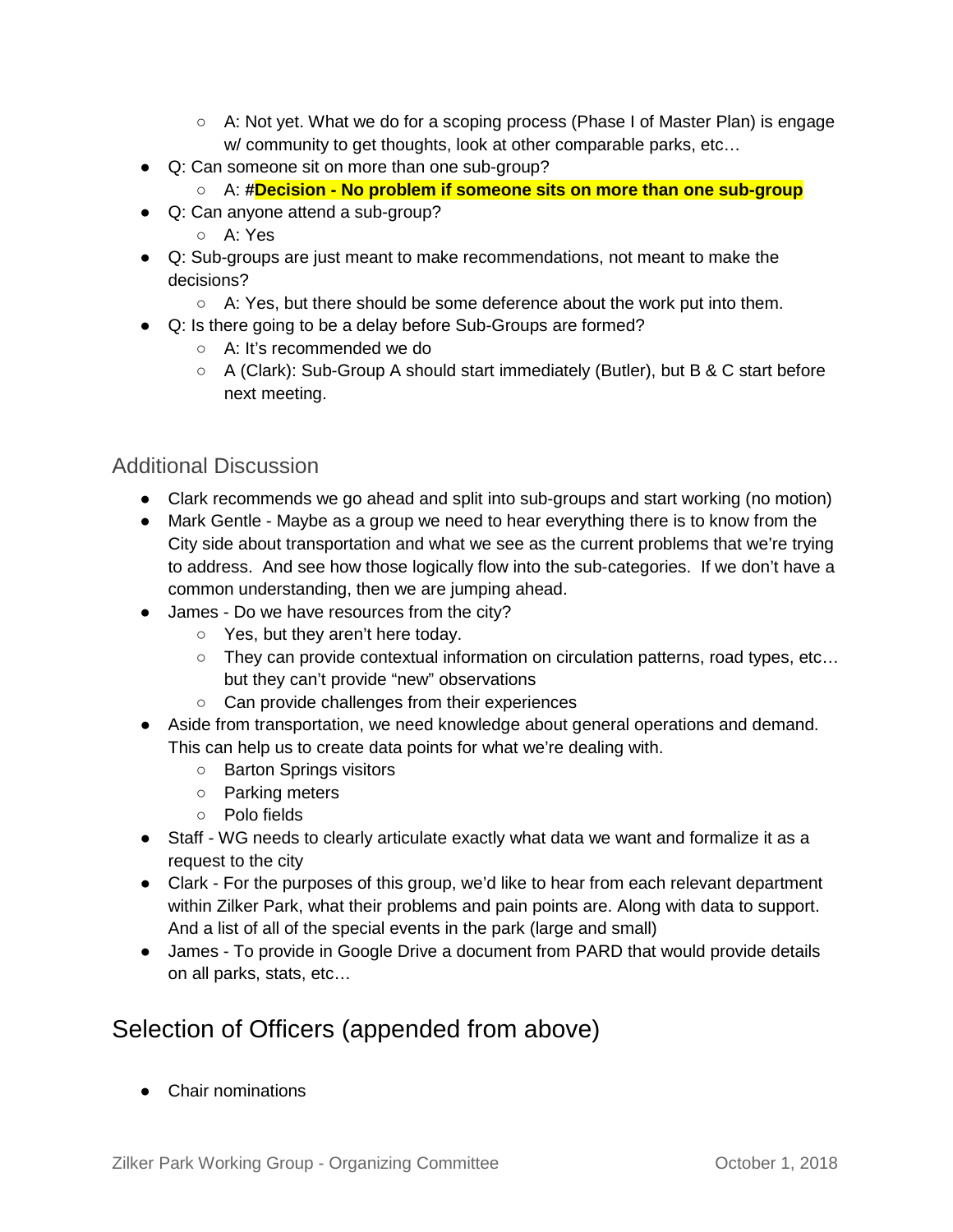- A: Not yet. What we do for a scoping process (Phase I of Master Plan) is engage w/ community to get thoughts, look at other comparable parks, etc…
- Q: Can someone sit on more than one sub-group?
    - A: #**Decision - No problem if someone sits on more than one sub-group**
- Q: Can anyone attend a sub-group?
    - A: Yes
- Q: Sub-groups are just meant to make recommendations, not meant to make the decisions?
    - A: Yes, but there should be some deference about the work put into them.
- Q: Is there going to be a delay before Sub-Groups are formed?
    - A: It's recommended we do
    - A (Clark): Sub-Group A should start immediately (Butler), but B & C start before next meeting.

### Additional Discussion

- Clark recommends we go ahead and split into sub-groups and start working (no motion)
- Mark Gentle - Maybe as a group we need to hear everything there is to know from the City side about transportation and what we see as the current problems that we're trying to address. And see how those logically flow into the sub-categories. If we don't have a common understanding, then we are jumping ahead.
- James - Do we have resources from the city?
    - Yes, but they aren't here today.
    - They can provide contextual information on circulation patterns, road types, etc… but they can't provide "new" observations
    - Can provide challenges from their experiences
- Aside from transportation, we need knowledge about general operations and demand. This can help us to create data points for what we're dealing with.
    - Barton Springs visitors
    - Parking meters
    - Polo fields
- Staff - WG needs to clearly articulate exactly what data we want and formalize it as a request to the city
- Clark - For the purposes of this group, we'd like to hear from each relevant department within Zilker Park, what their problems and pain points are. Along with data to support. And a list of all of the special events in the park (large and small)
- James - To provide in Google Drive a document from PARD that would provide details on all parks, stats, etc…

## Selection of Officers (appended from above)

- Chair nominations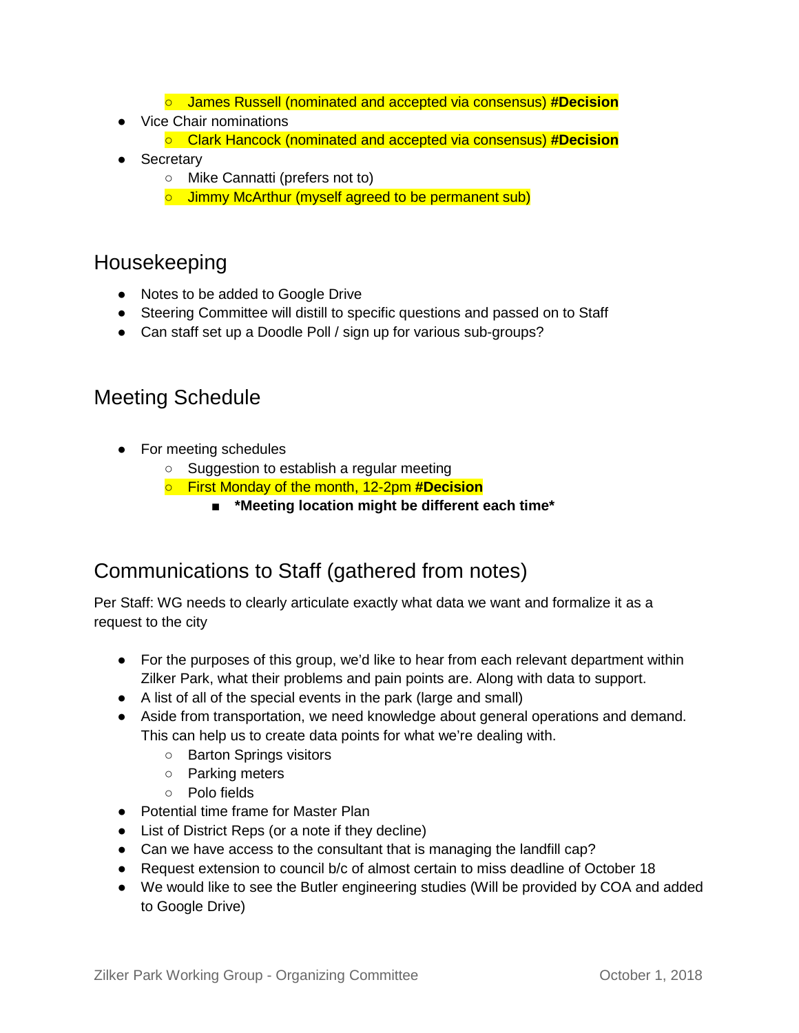- James Russell (nominated and accepted via consensus) **#Decision**
- Vice Chair nominations
    - Clark Hancock (nominated and accepted via consensus) **#Decision**
- Secretary
    - Mike Cannatti (prefers not to)
    - Jimmy McArthur (myself agreed to be permanent sub)

## Housekeeping

- Notes to be added to Google Drive
- Steering Committee will distill to specific questions and passed on to Staff
- Can staff set up a Doodle Poll / sign up for various sub-groups?

## Meeting Schedule

- For meeting schedules
    - Suggestion to establish a regular meeting
    - First Monday of the month, 12-2pm **#Decision**
        - ***Meeting location might be different each time***

## Communications to Staff (gathered from notes)

Per Staff: WG needs to clearly articulate exactly what data we want and formalize it as a request to the city

- For the purposes of this group, we'd like to hear from each relevant department within Zilker Park, what their problems and pain points are. Along with data to support.
- A list of all of the special events in the park (large and small)
- Aside from transportation, we need knowledge about general operations and demand. This can help us to create data points for what we're dealing with.
    - Barton Springs visitors
    - Parking meters
    - Polo fields
- Potential time frame for Master Plan
- List of District Reps (or a note if they decline)
- Can we have access to the consultant that is managing the landfill cap?
- Request extension to council b/c of almost certain to miss deadline of October 18
- We would like to see the Butler engineering studies (Will be provided by COA and added to Google Drive)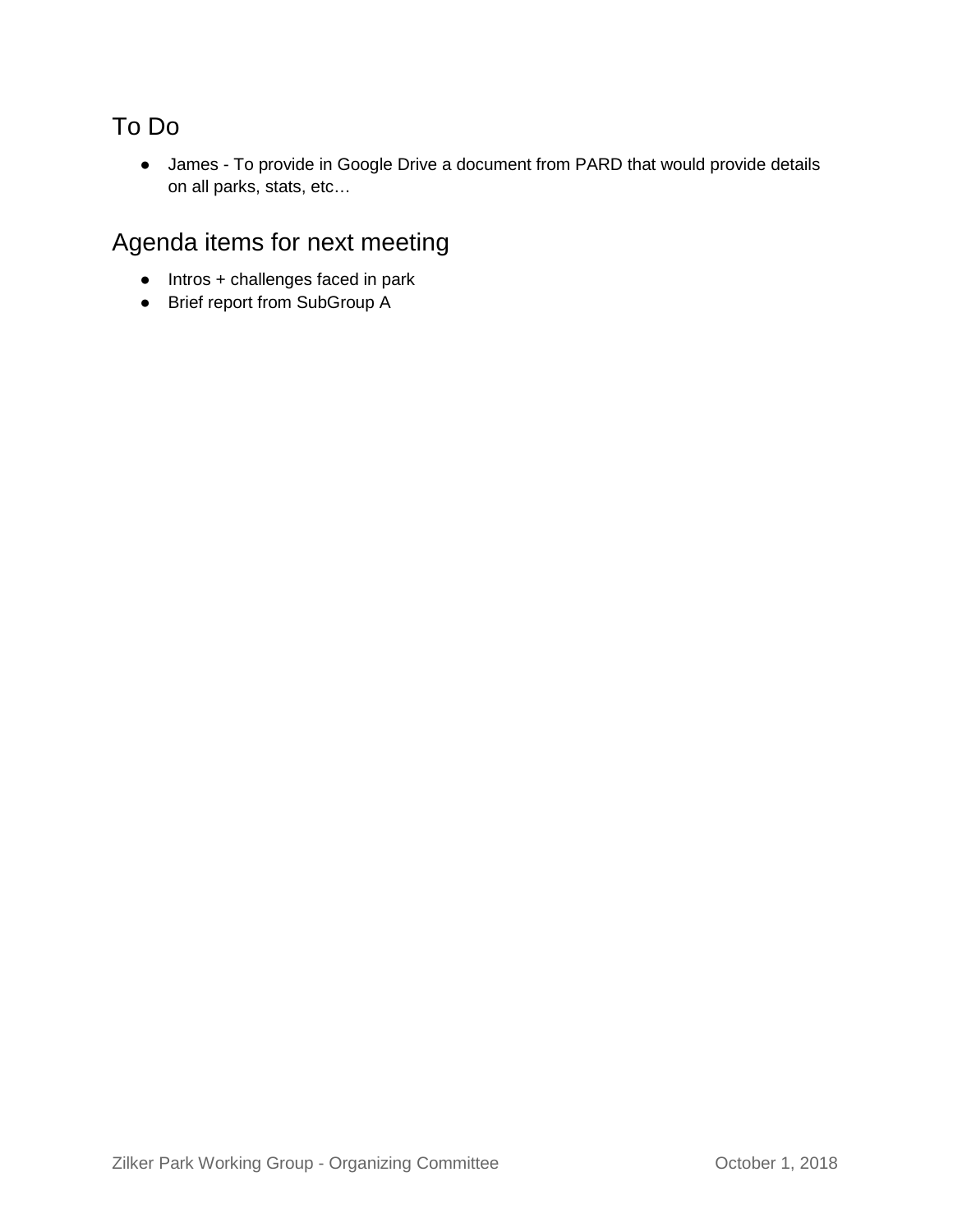## To Do

- James - To provide in Google Drive a document from PARD that would provide details on all parks, stats, etc…

## Agenda items for next meeting

- Intros + challenges faced in park
- Brief report from SubGroup A